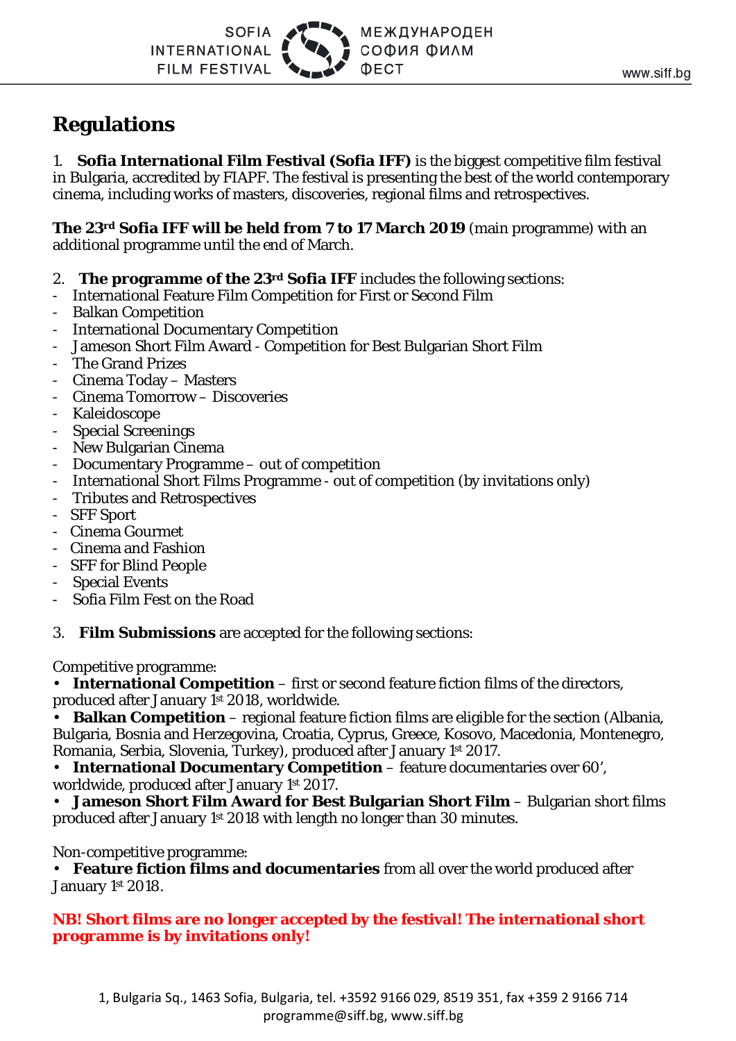# Regulations

1. **Sofia International Film Festival (Sofia IFF)** is the biggest competitive film festival in Bulgaria, accredited by FIAPF. The festival is presenting the best of the world contemporary cinema, including works of masters, discoveries, regional films and retrospectives.

**The 23rd Sofia IFF will be held from 7 to 17 March 2019** (main programme) with an additional programme until the end of March.

2. **The programme of the 23rd Sofia IFF** includes the following sections:

- International Feature Film Competition for First or Second Film
- Balkan Competition
- International Documentary Competition
- Jameson Short Film Award - Competition for Best Bulgarian Short Film
- The Grand Prizes
- Cinema Today – Masters
- Cinema Tomorrow – Discoveries
- Kaleidoscope
- Special Screenings
- New Bulgarian Cinema
- Documentary Programme – out of competition
- International Short Films Programme - out of competition (by invitations only)
- Tributes and Retrospectives
- SFF Sport
- Cinema Gourmet
- Cinema and Fashion
- SFF for Blind People
- Special Events
- Sofia Film Fest on the Road

3. **Film Submissions** are accepted for the following sections:

Competitive programme:

- **International Competition** – first or second feature fiction films of the directors, produced after January 1st 2018, worldwide.
- **Balkan Competition** – regional feature fiction films are eligible for the section (Albania, Bulgaria, Bosnia and Herzegovina, Croatia, Cyprus, Greece, Kosovo, Macedonia, Montenegro, Romania, Serbia, Slovenia, Turkey), produced after January 1st 2017.
- **International Documentary Competition** – feature documentaries over 60', worldwide, produced after January 1st 2017.
- **Jameson Short Film Award for Best Bulgarian Short Film** – Bulgarian short films produced after January 1st 2018 with length no longer than 30 minutes.

Non-competitive programme:

- **Feature fiction films and documentaries** from all over the world produced after January 1st 2018.

**NB! Short films are no longer accepted by the festival! The international short programme is by invitations only!**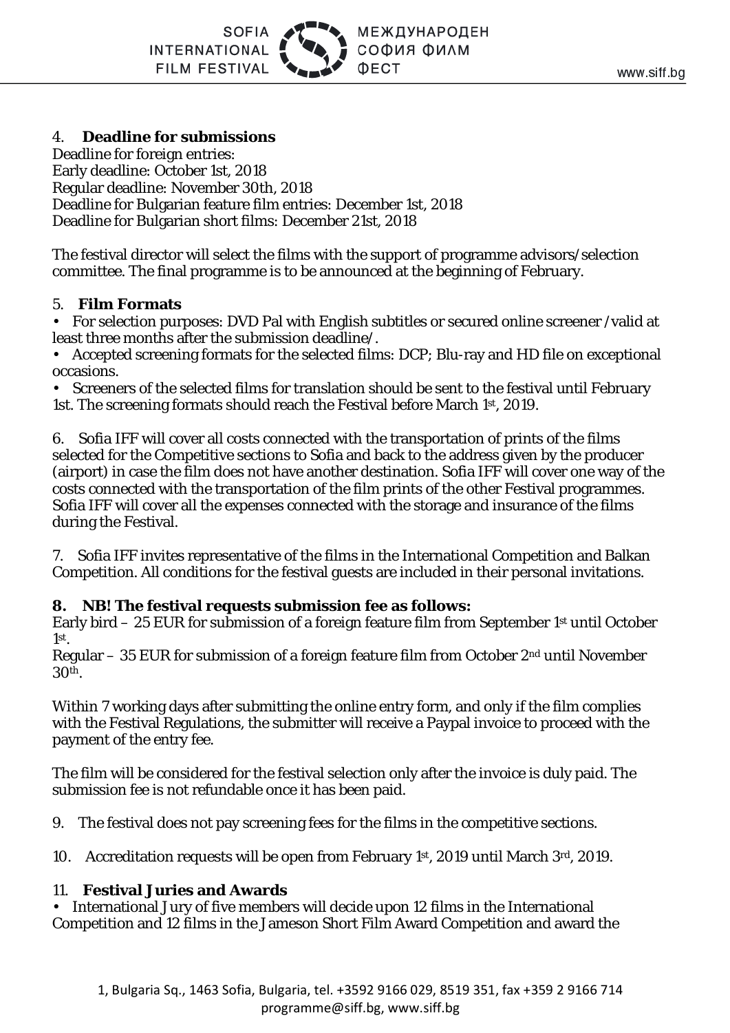## 4. Deadline for submissions

Deadline for foreign entries:
Early deadline: October 1st, 2018
Regular deadline: November 30th, 2018
Deadline for Bulgarian feature film entries: December 1st, 2018
Deadline for Bulgarian short films: December 21st, 2018

The festival director will select the films with the support of programme advisors/selection committee. The final programme is to be announced at the beginning of February.

## 5. Film Formats

- For selection purposes: DVD Pal with English subtitles or secured online screener /valid at least three months after the submission deadline/.
- Accepted screening formats for the selected films: DCP; Blu-ray and HD file on exceptional occasions.
- Screeners of the selected films for translation should be sent to the festival until February 1st. The screening formats should reach the Festival before March 1st, 2019.

6. Sofia IFF will cover all costs connected with the transportation of prints of the films selected for the Competitive sections to Sofia and back to the address given by the producer (airport) in case the film does not have another destination. Sofia IFF will cover one way of the costs connected with the transportation of the film prints of the other Festival programmes. Sofia IFF will cover all the expenses connected with the storage and insurance of the films during the Festival.

7. Sofia IFF invites representative of the films in the International Competition and Balkan Competition. All conditions for the festival guests are included in their personal invitations.

## 8. NB! The festival requests submission fee as follows:

Early bird – 25 EUR for submission of a foreign feature film from September 1st until October 1st.
Regular – 35 EUR for submission of a foreign feature film from October 2nd until November 30th.

Within 7 working days after submitting the online entry form, and only if the film complies with the Festival Regulations, the submitter will receive a Paypal invoice to proceed with the payment of the entry fee.

The film will be considered for the festival selection only after the invoice is duly paid. The submission fee is not refundable once it has been paid.

9. The festival does not pay screening fees for the films in the competitive sections.

10. Accreditation requests will be open from February 1st, 2019 until March 3rd, 2019.

## 11. Festival Juries and Awards

- International Jury of five members will decide upon 12 films in the International Competition and 12 films in the Jameson Short Film Award Competition and award the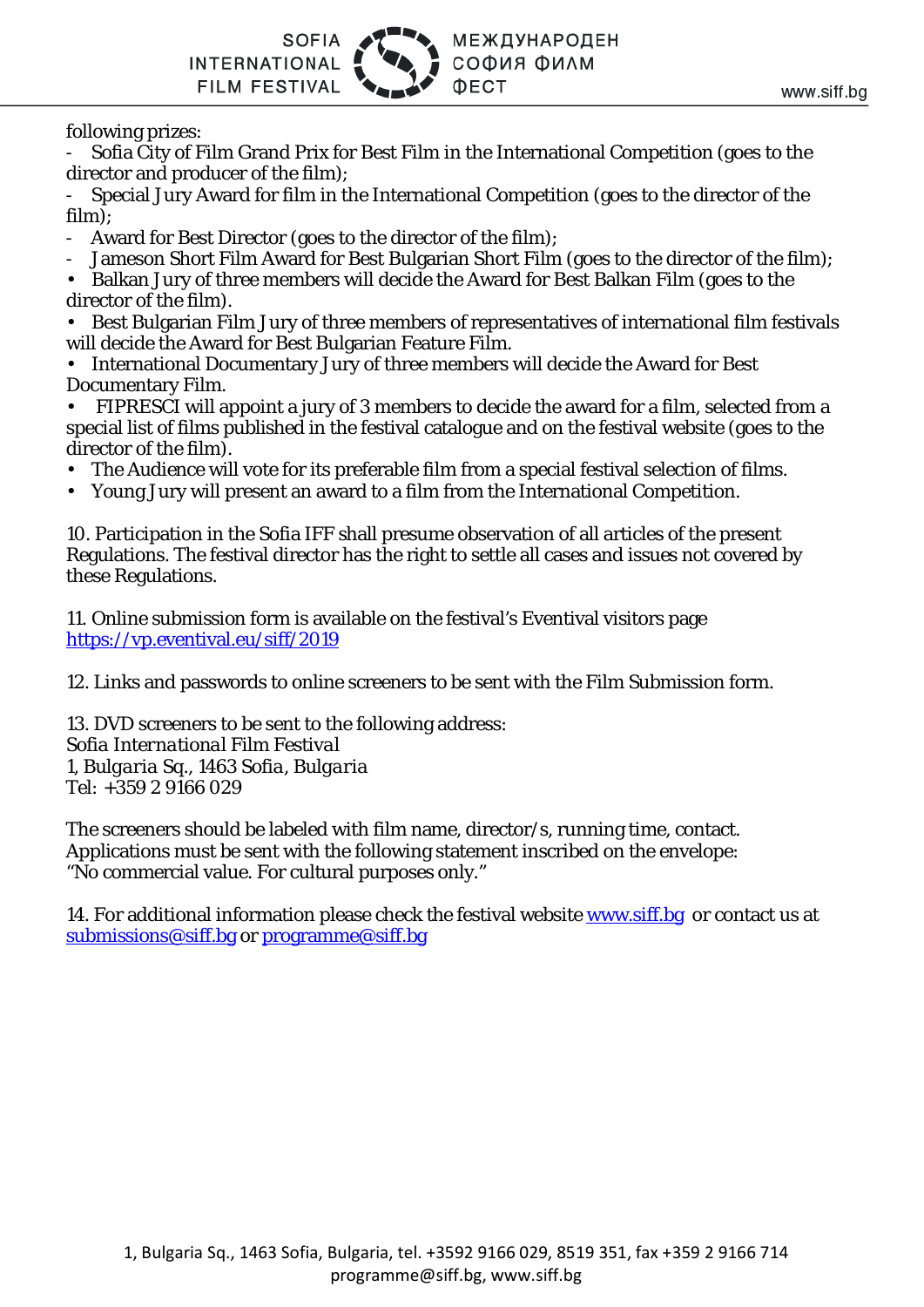following prizes:

- Sofia City of Film Grand Prix for Best Film in the International Competition (goes to the director and producer of the film);
- Special Jury Award for film in the International Competition (goes to the director of the film);
- Award for Best Director (goes to the director of the film);
- Jameson Short Film Award for Best Bulgarian Short Film (goes to the director of the film);

• Balkan Jury of three members will decide the Award for Best Balkan Film (goes to the director of the film).
• Best Bulgarian Film Jury of three members of representatives of international film festivals will decide the Award for Best Bulgarian Feature Film.
• International Documentary Jury of three members will decide the Award for Best Documentary Film.
• FIPRESCI will appoint a jury of 3 members to decide the award for a film, selected from a special list of films published in the festival catalogue and on the festival website (goes to the director of the film).
• The Audience will vote for its preferable film from a special festival selection of films.
• Young Jury will present an award to a film from the International Competition.

10. Participation in the Sofia IFF shall presume observation of all articles of the present Regulations. The festival director has the right to settle all cases and issues not covered by these Regulations.

11. Online submission form is available on the festival's Eventival visitors page https://vp.eventival.eu/siff/2019

12. Links and passwords to online screeners to be sent with the Film Submission form.

13. DVD screeners to be sent to the following address:
*Sofia International Film Festival*
*1, Bulgaria Sq., 1463 Sofia, Bulgaria*
Tel: +359 2 9166 029

The screeners should be labeled with film name, director/s, running time, contact.
Applications must be sent with the following statement inscribed on the envelope:
"No commercial value. For cultural purposes only."

14. For additional information please check the festival website www.siff.bg or contact us at submissions@siff.bg or programme@siff.bg